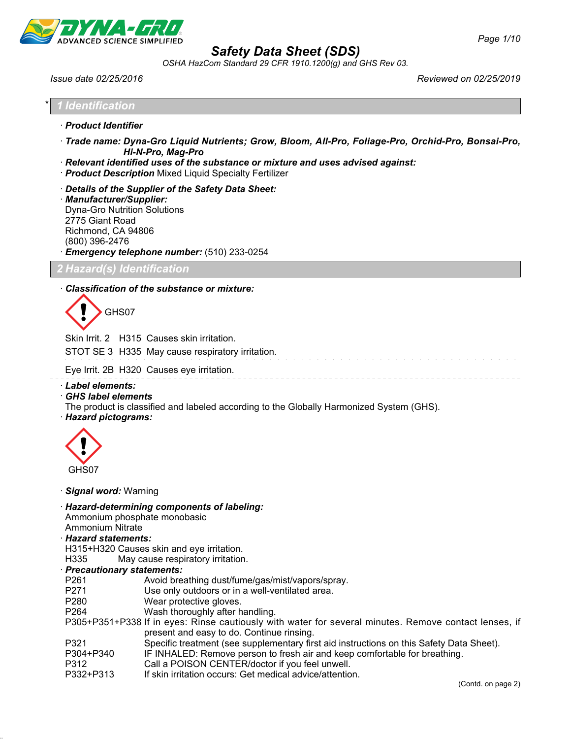# Safety Data Sheet (SDS)

OSHA HazCom Standard 29 CFR 1910.1200(g) and GHS Rev 03.

Issue date 02/25/2016 Reviewed on 02/25/2019

## * 1 Identification

· **Product Identifier**

· **Trade name: Dyna-Gro Liquid Nutrients; Grow, Bloom, All-Pro, Foliage-Pro, Orchid-Pro, Bonsai-Pro, Hi-N-Pro, Mag-Pro**

· **Relevant identified uses of the substance or mixture and uses advised against:**

· **Product Description** Mixed Liquid Specialty Fertilizer

· **Details of the Supplier of the Safety Data Sheet:**

· **Manufacturer/Supplier:**
Dyna-Gro Nutrition Solutions
2775 Giant Road
Richmond, CA 94806
(800) 396-2476

· **Emergency telephone number:** (510) 233-0254

## 2 Hazard(s) Identification

· **Classification of the substance or mixture:**

GHS07

Skin Irrit. 2 H315 Causes skin irritation.

STOT SE 3 H335 May cause respiratory irritation.

Eye Irrit. 2B H320 Causes eye irritation.

· **Label elements:**

· **GHS label elements**
The product is classified and labeled according to the Globally Harmonized System (GHS).

· **Hazard pictograms:**

GHS07

· **Signal word:** Warning

· **Hazard-determining components of labeling:**
Ammonium phosphate monobasic
Ammonium Nitrate

· **Hazard statements:**
H315+H320 Causes skin and eye irritation.
H335 May cause respiratory irritation.

· **Precautionary statements:**

| | |
|---|---|
| P261 | Avoid breathing dust/fume/gas/mist/vapors/spray. |
| P271 | Use only outdoors or in a well-ventilated area. |
| P280 | Wear protective gloves. |
| P264 | Wash thoroughly after handling. |
| P305+P351+P338 | If in eyes: Rinse cautiously with water for several minutes. Remove contact lenses, if present and easy to do. Continue rinsing. |
| P321 | Specific treatment (see supplementary first aid instructions on this Safety Data Sheet). |
| P304+P340 | IF INHALED: Remove person to fresh air and keep comfortable for breathing. |
| P312 | Call a POISON CENTER/doctor if you feel unwell. |
| P332+P313 | If skin irritation occurs: Get medical advice/attention. |

(Contd. on page 2)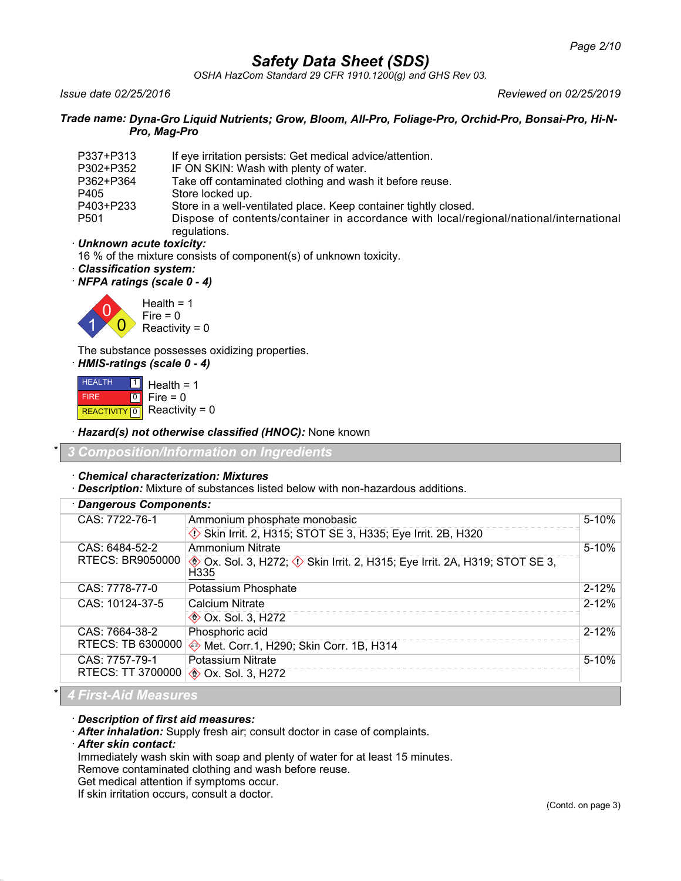# Safety Data Sheet (SDS)

*OSHA HazCom Standard 29 CFR 1910.1200(g) and GHS Rev 03.*

*Issue date 02/25/2016* *Reviewed on 02/25/2019*

**Trade name: Dyna-Gro Liquid Nutrients; Grow, Bloom, All-Pro, Foliage-Pro, Orchid-Pro, Bonsai-Pro, Hi-N-Pro, Mag-Pro**

| | |
|---|---|
| P337+P313 | If eye irritation persists: Get medical advice/attention. |
| P302+P352 | IF ON SKIN: Wash with plenty of water. |
| P362+P364 | Take off contaminated clothing and wash it before reuse. |
| P405 | Store locked up. |
| P403+P233 | Store in a well-ventilated place. Keep container tightly closed. |
| P501 | Dispose of contents/container in accordance with local/regional/national/international regulations. |

· ***Unknown acute toxicity:***
16 % of the mixture consists of component(s) of unknown toxicity.

· ***Classification system:***

· ***NFPA ratings (scale 0 - 4)***

Health = 1
Fire = 0
Reactivity = 0

The substance possesses oxidizing properties.

· ***HMIS-ratings (scale 0 - 4)***

HEALTH 1 Health = 1
FIRE 0 Fire = 0
REACTIVITY 0 Reactivity = 0

· ***Hazard(s) not otherwise classified (HNOC):*** None known

## 3 Composition/Information on Ingredients

· ***Chemical characterization: Mixtures***

· ***Description:*** Mixture of substances listed below with non-hazardous additions.

· ***Dangerous Components:***

| CAS / RTECS | Component | Concentration |
|---|---|---|
| CAS: 7722-76-1 | Ammonium phosphate monobasic<br>Skin Irrit. 2, H315; STOT SE 3, H335; Eye Irrit. 2B, H320 | 5-10% |
| CAS: 6484-52-2<br>RTECS: BR9050000 | Ammonium Nitrate<br>Ox. Sol. 3, H272; Skin Irrit. 2, H315; Eye Irrit. 2A, H319; STOT SE 3, H335 | 5-10% |
| CAS: 7778-77-0 | Potassium Phosphate | 2-12% |
| CAS: 10124-37-5 | Calcium Nitrate<br>Ox. Sol. 3, H272 | 2-12% |
| CAS: 7664-38-2<br>RTECS: TB 6300000 | Phosphoric acid<br>Met. Corr.1, H290; Skin Corr. 1B, H314 | 2-12% |
| CAS: 7757-79-1<br>RTECS: TT 3700000 | Potassium Nitrate<br>Ox. Sol. 3, H272 | 5-10% |

## 4 First-Aid Measures

· ***Description of first aid measures:***

· ***After inhalation:*** Supply fresh air; consult doctor in case of complaints.

· ***After skin contact:***
Immediately wash skin with soap and plenty of water for at least 15 minutes.
Remove contaminated clothing and wash before reuse.
Get medical attention if symptoms occur.
If skin irritation occurs, consult a doctor.

(Contd. on page 3)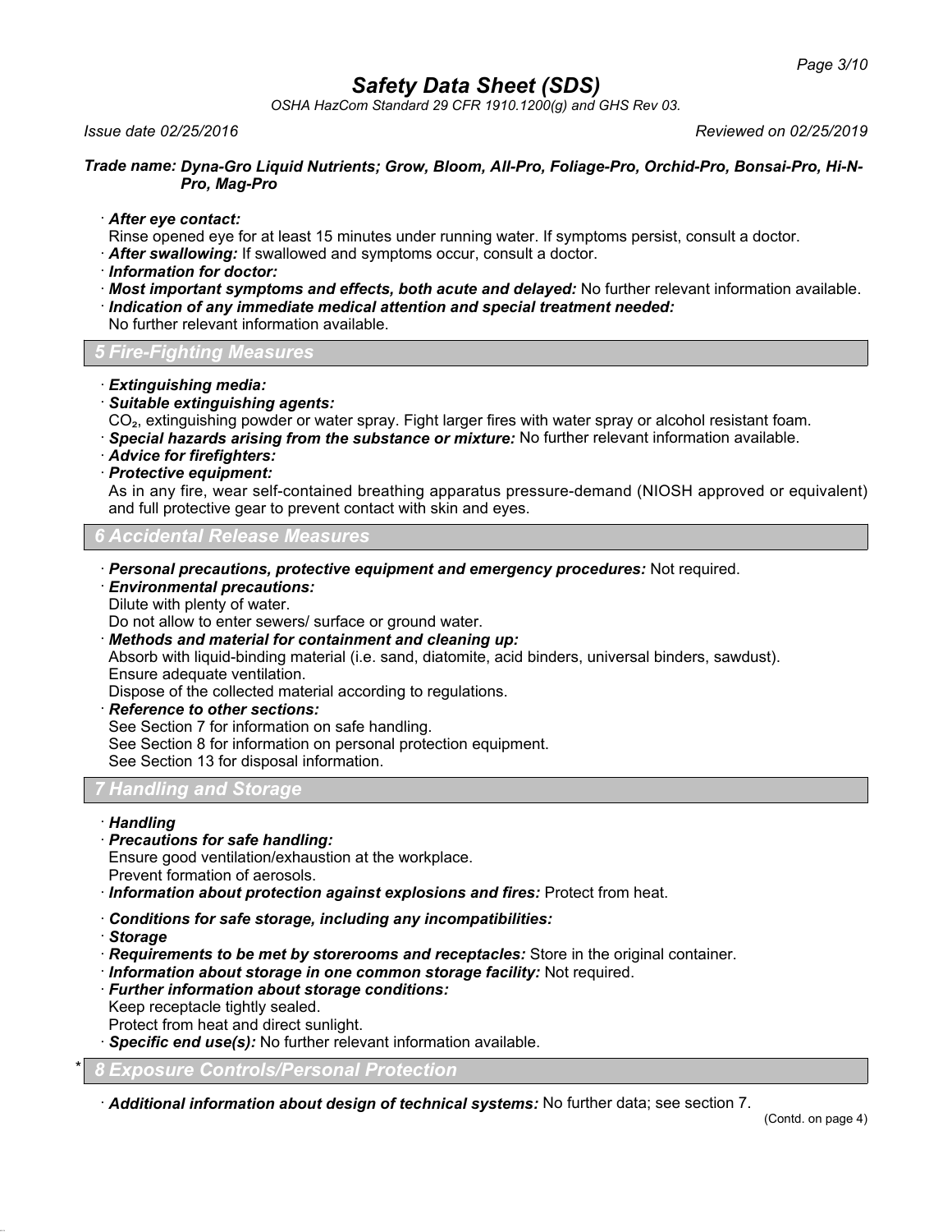· ***After eye contact:***
Rinse opened eye for at least 15 minutes under running water. If symptoms persist, consult a doctor.
· ***After swallowing:*** If swallowed and symptoms occur, consult a doctor.
· ***Information for doctor:***
· ***Most important symptoms and effects, both acute and delayed:*** No further relevant information available.
· ***Indication of any immediate medical attention and special treatment needed:***
No further relevant information available.

## 5 Fire-Fighting Measures

· ***Extinguishing media:***
· ***Suitable extinguishing agents:***
$CO_2$, extinguishing powder or water spray. Fight larger fires with water spray or alcohol resistant foam.
· ***Special hazards arising from the substance or mixture:*** No further relevant information available.
· ***Advice for firefighters:***
· ***Protective equipment:***
As in any fire, wear self-contained breathing apparatus pressure-demand (NIOSH approved or equivalent) and full protective gear to prevent contact with skin and eyes.

## 6 Accidental Release Measures

· ***Personal precautions, protective equipment and emergency procedures:*** Not required.
· ***Environmental precautions:***
Dilute with plenty of water.
Do not allow to enter sewers/ surface or ground water.
· ***Methods and material for containment and cleaning up:***
Absorb with liquid-binding material (i.e. sand, diatomite, acid binders, universal binders, sawdust).
Ensure adequate ventilation.
Dispose of the collected material according to regulations.
· ***Reference to other sections:***
See Section 7 for information on safe handling.
See Section 8 for information on personal protection equipment.
See Section 13 for disposal information.

## 7 Handling and Storage

· ***Handling***
· ***Precautions for safe handling:***
Ensure good ventilation/exhaustion at the workplace.
Prevent formation of aerosols.
· ***Information about protection against explosions and fires:*** Protect from heat.

· ***Conditions for safe storage, including any incompatibilities:***
· ***Storage***
· ***Requirements to be met by storerooms and receptacles:*** Store in the original container.
· ***Information about storage in one common storage facility:*** Not required.
· ***Further information about storage conditions:***
Keep receptacle tightly sealed.
Protect from heat and direct sunlight.
· ***Specific end use(s):*** No further relevant information available.

## * 8 Exposure Controls/Personal Protection

· ***Additional information about design of technical systems:*** No further data; see section 7.

(Contd. on page 4)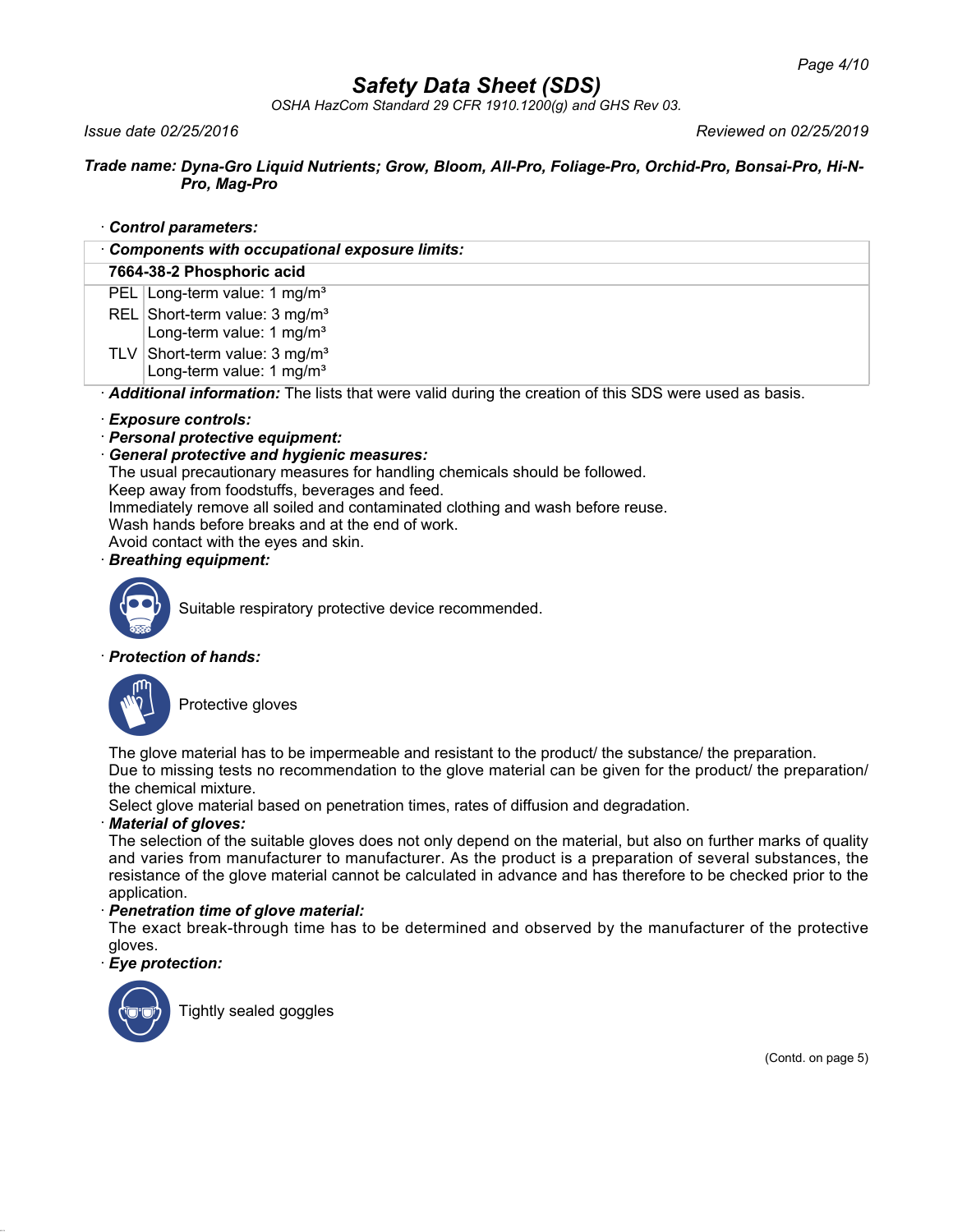# Safety Data Sheet (SDS)

*OSHA HazCom Standard 29 CFR 1910.1200(g) and GHS Rev 03.*

*Issue date 02/25/2016* *Reviewed on 02/25/2019*

***Trade name:** Dyna-Gro Liquid Nutrients; Grow, Bloom, All-Pro, Foliage-Pro, Orchid-Pro, Bonsai-Pro, Hi-N-Pro, Mag-Pro*

· ***Control parameters:***

| · ***Components with occupational exposure limits:*** | |
|---|---|
| **7664-38-2 Phosphoric acid** | |
| PEL | Long-term value: 1 mg/m³ |
| REL | Short-term value: 3 mg/m³<br>Long-term value: 1 mg/m³ |
| TLV | Short-term value: 3 mg/m³<br>Long-term value: 1 mg/m³ |

· ***Additional information:*** The lists that were valid during the creation of this SDS were used as basis.

· ***Exposure controls:***

· ***Personal protective equipment:***

· ***General protective and hygienic measures:***

The usual precautionary measures for handling chemicals should be followed.
Keep away from foodstuffs, beverages and feed.
Immediately remove all soiled and contaminated clothing and wash before reuse.
Wash hands before breaks and at the end of work.
Avoid contact with the eyes and skin.

· ***Breathing equipment:***

Suitable respiratory protective device recommended.

· ***Protection of hands:***

Protective gloves

The glove material has to be impermeable and resistant to the product/ the substance/ the preparation.
Due to missing tests no recommendation to the glove material can be given for the product/ the preparation/ the chemical mixture.
Select glove material based on penetration times, rates of diffusion and degradation.

· ***Material of gloves:***

The selection of the suitable gloves does not only depend on the material, but also on further marks of quality and varies from manufacturer to manufacturer. As the product is a preparation of several substances, the resistance of the glove material cannot be calculated in advance and has therefore to be checked prior to the application.

· ***Penetration time of glove material:***

The exact break-through time has to be determined and observed by the manufacturer of the protective gloves.

· ***Eye protection:***

Tightly sealed goggles

(Contd. on page 5)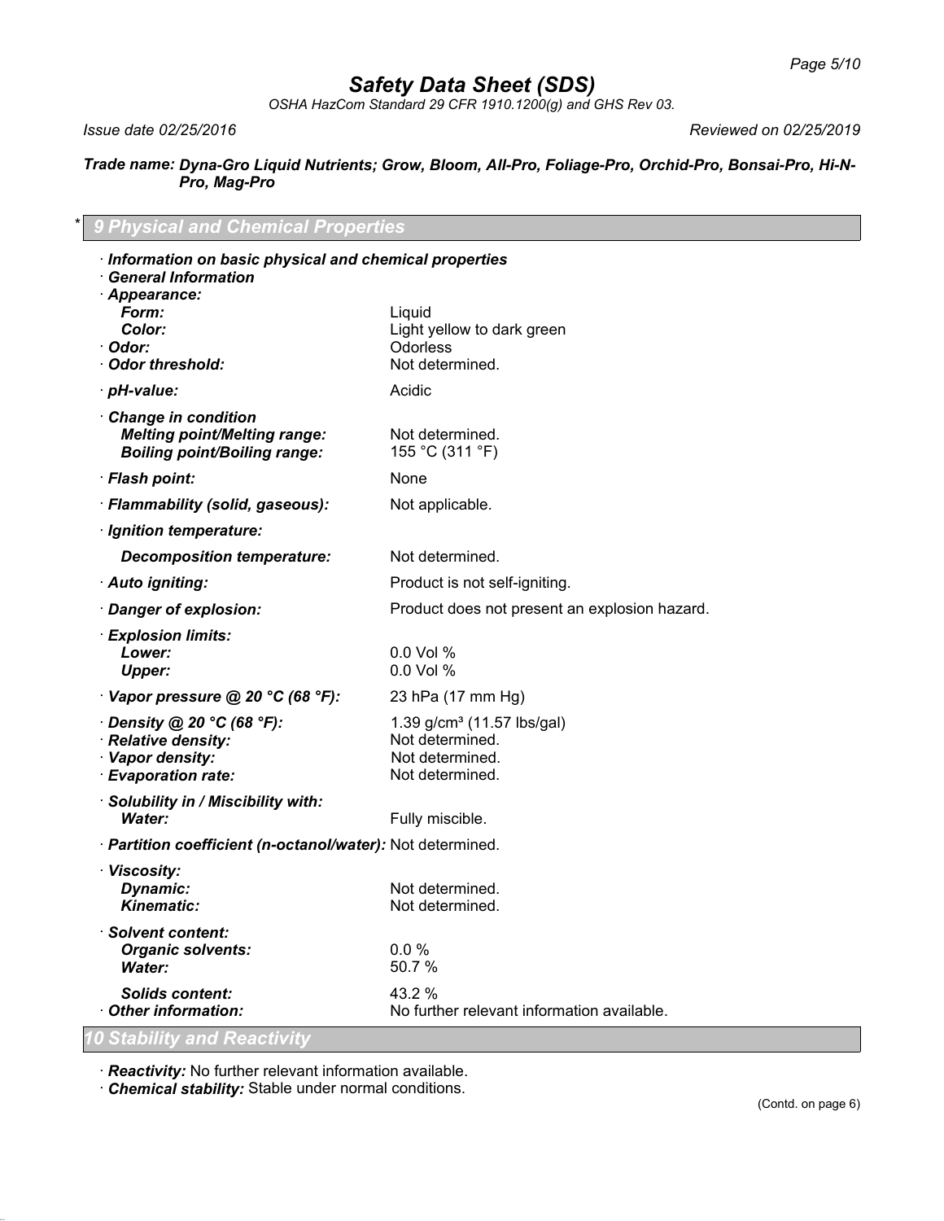# Safety Data Sheet (SDS)

*OSHA HazCom Standard 29 CFR 1910.1200(g) and GHS Rev 03.*

*Issue date 02/25/2016* *Reviewed on 02/25/2019*

***Trade name: Dyna-Gro Liquid Nutrients; Grow, Bloom, All-Pro, Foliage-Pro, Orchid-Pro, Bonsai-Pro, Hi-N-Pro, Mag-Pro***

## * 9 Physical and Chemical Properties

- ***Information on basic physical and chemical properties***
- ***General Information***
- ***Appearance:***
  - ***Form:*** Liquid
  - ***Color:*** Light yellow to dark green
- ***Odor:*** Odorless
- ***Odor threshold:*** Not determined.
- ***pH-value:*** Acidic
- ***Change in condition***
  - ***Melting point/Melting range:*** Not determined.
  - ***Boiling point/Boiling range:*** 155 °C (311 °F)
- ***Flash point:*** None
- ***Flammability (solid, gaseous):*** Not applicable.
- ***Ignition temperature:***
  - ***Decomposition temperature:*** Not determined.
- ***Auto igniting:*** Product is not self-igniting.
- ***Danger of explosion:*** Product does not present an explosion hazard.
- ***Explosion limits:***
  - ***Lower:*** 0.0 Vol %
  - ***Upper:*** 0.0 Vol %
- ***Vapor pressure @ 20 °C (68 °F):*** 23 hPa (17 mm Hg)
- ***Density @ 20 °C (68 °F):*** 1.39 g/cm³ (11.57 lbs/gal)
- ***Relative density:*** Not determined.
- ***Vapor density:*** Not determined.
- ***Evaporation rate:*** Not determined.
- ***Solubility in / Miscibility with:***
  - ***Water:*** Fully miscible.
- ***Partition coefficient (n-octanol/water):*** Not determined.
- ***Viscosity:***
  - ***Dynamic:*** Not determined.
  - ***Kinematic:*** Not determined.
- ***Solvent content:***
  - ***Organic solvents:*** 0.0 %
  - ***Water:*** 50.7 %
  - ***Solids content:*** 43.2 %
- ***Other information:*** No further relevant information available.

## 10 Stability and Reactivity

- ***Reactivity:*** No further relevant information available.
- ***Chemical stability:*** Stable under normal conditions.

(Contd. on page 6)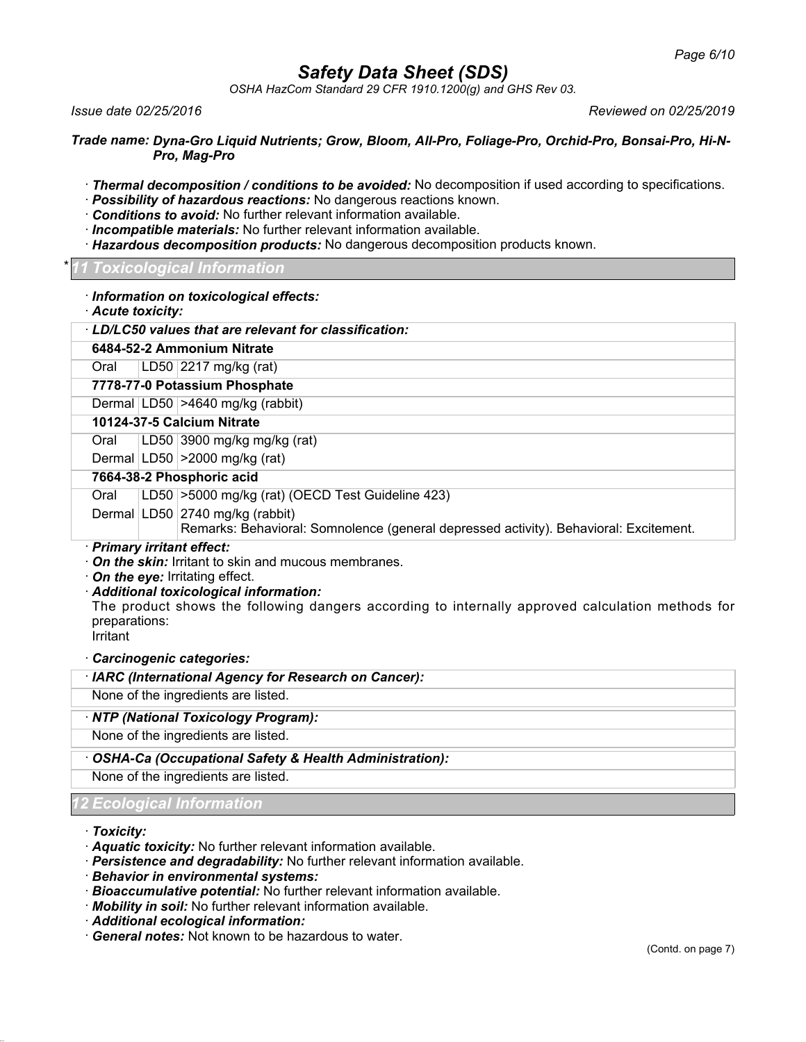**Trade name: Dyna-Gro Liquid Nutrients; Grow, Bloom, All-Pro, Foliage-Pro, Orchid-Pro, Bonsai-Pro, Hi-N-Pro, Mag-Pro**

· **Thermal decomposition / conditions to be avoided:** No decomposition if used according to specifications.
· **Possibility of hazardous reactions:** No dangerous reactions known.
· **Conditions to avoid:** No further relevant information available.
· **Incompatible materials:** No further relevant information available.
· **Hazardous decomposition products:** No dangerous decomposition products known.

## * 11 Toxicological Information

· **Information on toxicological effects:**
· **Acute toxicity:**

| · LD/LC50 values that are relevant for classification: | | |
|---|---|---|
| **6484-52-2 Ammonium Nitrate** | | |
| Oral | LD50 | 2217 mg/kg (rat) |
| **7778-77-0 Potassium Phosphate** | | |
| Dermal | LD50 | >4640 mg/kg (rabbit) |
| **10124-37-5 Calcium Nitrate** | | |
| Oral | LD50 | 3900 mg/kg mg/kg (rat) |
| Dermal | LD50 | >2000 mg/kg (rat) |
| **7664-38-2 Phosphoric acid** | | |
| Oral | LD50 | >5000 mg/kg (rat) (OECD Test Guideline 423) |
| Dermal | LD50 | 2740 mg/kg (rabbit)<br>Remarks: Behavioral: Somnolence (general depressed activity). Behavioral: Excitement. |

· **Primary irritant effect:**
· **On the skin:** Irritant to skin and mucous membranes.
· **On the eye:** Irritating effect.
· **Additional toxicological information:**
The product shows the following dangers according to internally approved calculation methods for preparations:
Irritant

· **Carcinogenic categories:**

| · IARC (International Agency for Research on Cancer): |
|---|
| None of the ingredients are listed. |

| · NTP (National Toxicology Program): |
|---|
| None of the ingredients are listed. |

| · OSHA-Ca (Occupational Safety & Health Administration): |
|---|
| None of the ingredients are listed. |

## 12 Ecological Information

· **Toxicity:**
· **Aquatic toxicity:** No further relevant information available.
· **Persistence and degradability:** No further relevant information available.
· **Behavior in environmental systems:**
· **Bioaccumulative potential:** No further relevant information available.
· **Mobility in soil:** No further relevant information available.
· **Additional ecological information:**
· **General notes:** Not known to be hazardous to water.

(Contd. on page 7)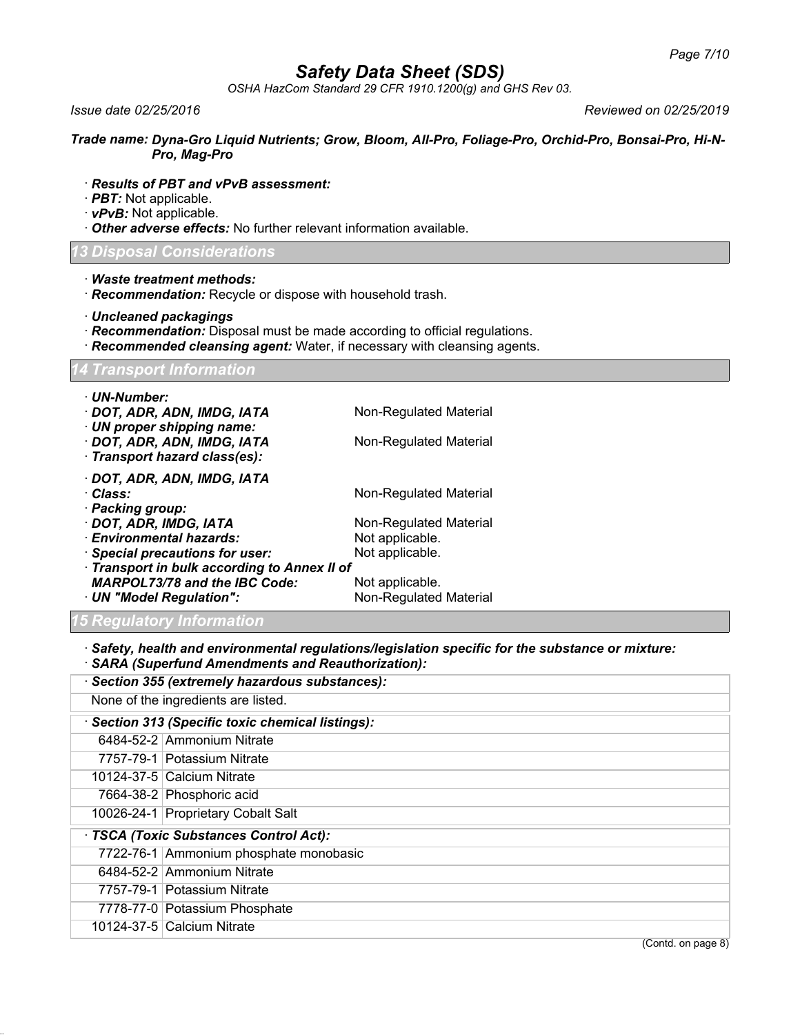# Safety Data Sheet (SDS)

OSHA HazCom Standard 29 CFR 1910.1200(g) and GHS Rev 03.

*Issue date 02/25/2016* *Reviewed on 02/25/2019*

**Trade name: *Dyna-Gro Liquid Nutrients; Grow, Bloom, All-Pro, Foliage-Pro, Orchid-Pro, Bonsai-Pro, Hi-N-Pro, Mag-Pro***

· ***Results of PBT and vPvB assessment:***
· ***PBT:*** Not applicable.
· ***vPvB:*** Not applicable.
· ***Other adverse effects:*** No further relevant information available.

## 13 Disposal Considerations

· ***Waste treatment methods:***
· ***Recommendation:*** Recycle or dispose with household trash.

· ***Uncleaned packagings***
· ***Recommendation:*** Disposal must be made according to official regulations.
· ***Recommended cleansing agent:*** Water, if necessary with cleansing agents.

## 14 Transport Information

· ***UN-Number:***
· ***DOT, ADR, ADN, IMDG, IATA*** Non-Regulated Material
· ***UN proper shipping name:***
· ***DOT, ADR, ADN, IMDG, IATA*** Non-Regulated Material
· ***Transport hazard class(es):***

· ***DOT, ADR, ADN, IMDG, IATA***
· ***Class:*** Non-Regulated Material
· ***Packing group:***
· ***DOT, ADR, IMDG, IATA*** Non-Regulated Material
· ***Environmental hazards:*** Not applicable.
· ***Special precautions for user:*** Not applicable.
· ***Transport in bulk according to Annex II of MARPOL73/78 and the IBC Code:*** Not applicable.
· ***UN "Model Regulation":*** Non-Regulated Material

## 15 Regulatory Information

· ***Safety, health and environmental regulations/legislation specific for the substance or mixture:***
· ***SARA (Superfund Amendments and Reauthorization):***

| · ***Section 355 (extremely hazardous substances):*** | |
|---|---|
| None of the ingredients are listed. | |

| · ***Section 313 (Specific toxic chemical listings):*** | |
|---|---|
| 6484-52-2 | Ammonium Nitrate |
| 7757-79-1 | Potassium Nitrate |
| 10124-37-5 | Calcium Nitrate |
| 7664-38-2 | Phosphoric acid |
| 10026-24-1 | Proprietary Cobalt Salt |

| · ***TSCA (Toxic Substances Control Act):*** | |
|---|---|
| 7722-76-1 | Ammonium phosphate monobasic |
| 6484-52-2 | Ammonium Nitrate |
| 7757-79-1 | Potassium Nitrate |
| 7778-77-0 | Potassium Phosphate |
| 10124-37-5 | Calcium Nitrate |

(Contd. on page 8)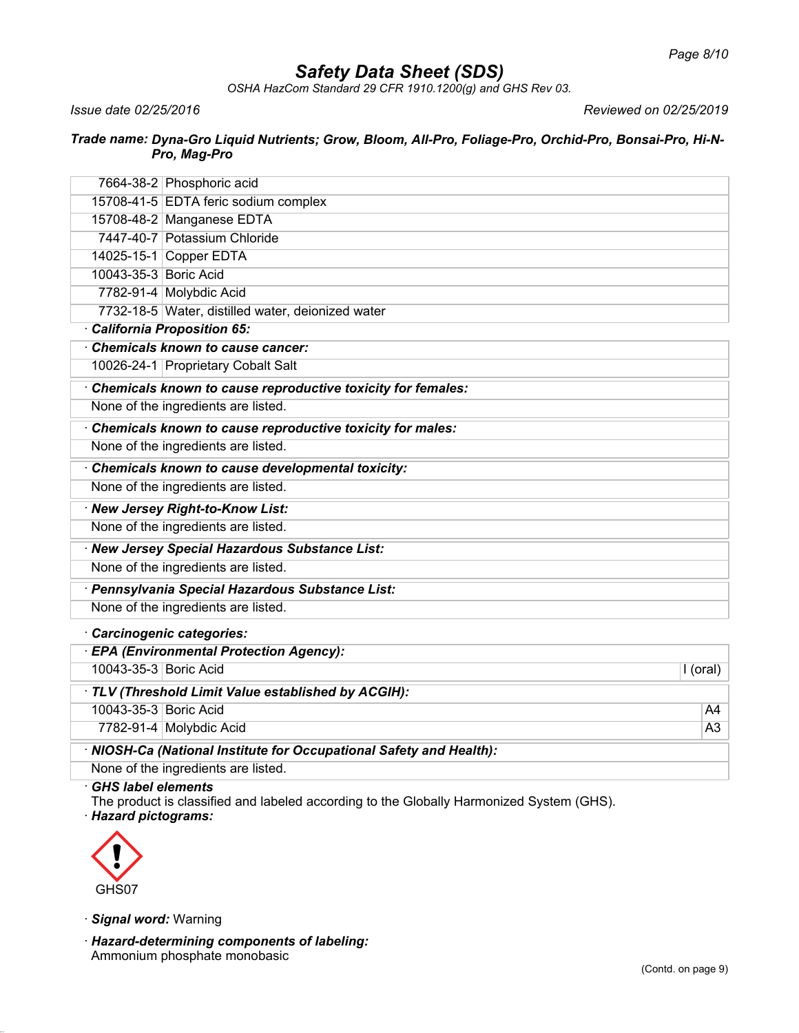# Safety Data Sheet (SDS)

*OSHA HazCom Standard 29 CFR 1910.1200(g) and GHS Rev 03.*

*Issue date 02/25/2016* *Reviewed on 02/25/2019*

**Trade name: Dyna-Gro Liquid Nutrients; Grow, Bloom, All-Pro, Foliage-Pro, Orchid-Pro, Bonsai-Pro, Hi-N-Pro, Mag-Pro**

| | |
|---|---|
| 7664-38-2 | Phosphoric acid |
| 15708-41-5 | EDTA feric sodium complex |
| 15708-48-2 | Manganese EDTA |
| 7447-40-7 | Potassium Chloride |
| 14025-15-1 | Copper EDTA |
| 10043-35-3 | Boric Acid |
| 7782-91-4 | Molybdic Acid |
| 7732-18-5 | Water, distilled water, deionized water |

· **California Proposition 65:**

· **Chemicals known to cause cancer:**

| | |
|---|---|
| 10026-24-1 | Proprietary Cobalt Salt |

· **Chemicals known to cause reproductive toxicity for females:**

None of the ingredients are listed.

· **Chemicals known to cause reproductive toxicity for males:**

None of the ingredients are listed.

· **Chemicals known to cause developmental toxicity:**

None of the ingredients are listed.

· **New Jersey Right-to-Know List:**

None of the ingredients are listed.

· **New Jersey Special Hazardous Substance List:**

None of the ingredients are listed.

· **Pennsylvania Special Hazardous Substance List:**

None of the ingredients are listed.

· **Carcinogenic categories:**

· **EPA (Environmental Protection Agency):**

| | | |
|---|---|---|
| 10043-35-3 | Boric Acid | I (oral) |

· **TLV (Threshold Limit Value established by ACGIH):**

| | | |
|---|---|---|
| 10043-35-3 | Boric Acid | A4 |
| 7782-91-4 | Molybdic Acid | A3 |

· **NIOSH-Ca (National Institute for Occupational Safety and Health):**

None of the ingredients are listed.

· **GHS label elements**

The product is classified and labeled according to the Globally Harmonized System (GHS).

· **Hazard pictograms:**

GHS07

· **Signal word:** Warning

· **Hazard-determining components of labeling:**

Ammonium phosphate monobasic

(Contd. on page 9)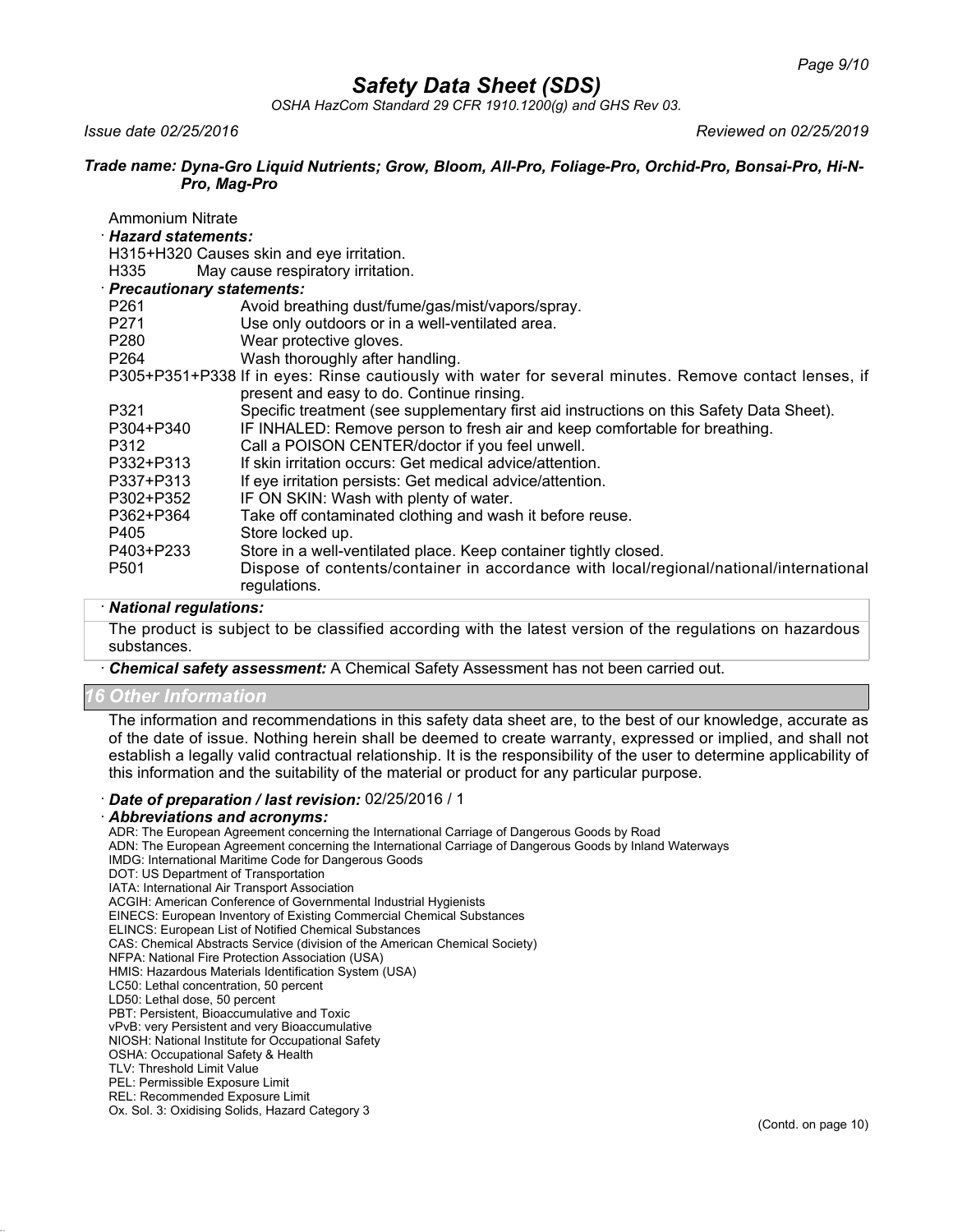Ammonium Nitrate

· ***Hazard statements:***

H315+H320 Causes skin and eye irritation.
H335 May cause respiratory irritation.

· ***Precautionary statements:***

| | |
|---|---|
| P261 | Avoid breathing dust/fume/gas/mist/vapors/spray. |
| P271 | Use only outdoors or in a well-ventilated area. |
| P280 | Wear protective gloves. |
| P264 | Wash thoroughly after handling. |
| P305+P351+P338 | If in eyes: Rinse cautiously with water for several minutes. Remove contact lenses, if present and easy to do. Continue rinsing. |
| P321 | Specific treatment (see supplementary first aid instructions on this Safety Data Sheet). |
| P304+P340 | IF INHALED: Remove person to fresh air and keep comfortable for breathing. |
| P312 | Call a POISON CENTER/doctor if you feel unwell. |
| P332+P313 | If skin irritation occurs: Get medical advice/attention. |
| P337+P313 | If eye irritation persists: Get medical advice/attention. |
| P302+P352 | IF ON SKIN: Wash with plenty of water. |
| P362+P364 | Take off contaminated clothing and wash it before reuse. |
| P405 | Store locked up. |
| P403+P233 | Store in a well-ventilated place. Keep container tightly closed. |
| P501 | Dispose of contents/container in accordance with local/regional/national/international regulations. |

· ***National regulations:***

The product is subject to be classified according with the latest version of the regulations on hazardous substances.

· ***Chemical safety assessment:*** A Chemical Safety Assessment has not been carried out.

## 16 Other Information

The information and recommendations in this safety data sheet are, to the best of our knowledge, accurate as of the date of issue. Nothing herein shall be deemed to create warranty, expressed or implied, and shall not establish a legally valid contractual relationship. It is the responsibility of the user to determine applicability of this information and the suitability of the material or product for any particular purpose.

· ***Date of preparation / last revision:*** 02/25/2016 / 1

· ***Abbreviations and acronyms:***

ADR: The European Agreement concerning the International Carriage of Dangerous Goods by Road
ADN: The European Agreement concerning the International Carriage of Dangerous Goods by Inland Waterways
IMDG: International Maritime Code for Dangerous Goods
DOT: US Department of Transportation
IATA: International Air Transport Association
ACGIH: American Conference of Governmental Industrial Hygienists
EINECS: European Inventory of Existing Commercial Chemical Substances
ELINCS: European List of Notified Chemical Substances
CAS: Chemical Abstracts Service (division of the American Chemical Society)
NFPA: National Fire Protection Association (USA)
HMIS: Hazardous Materials Identification System (USA)
LC50: Lethal concentration, 50 percent
LD50: Lethal dose, 50 percent
PBT: Persistent, Bioaccumulative and Toxic
vPvB: very Persistent and very Bioaccumulative
NIOSH: National Institute for Occupational Safety
OSHA: Occupational Safety & Health
TLV: Threshold Limit Value
PEL: Permissible Exposure Limit
REL: Recommended Exposure Limit
Ox. Sol. 3: Oxidising Solids, Hazard Category 3

(Contd. on page 10)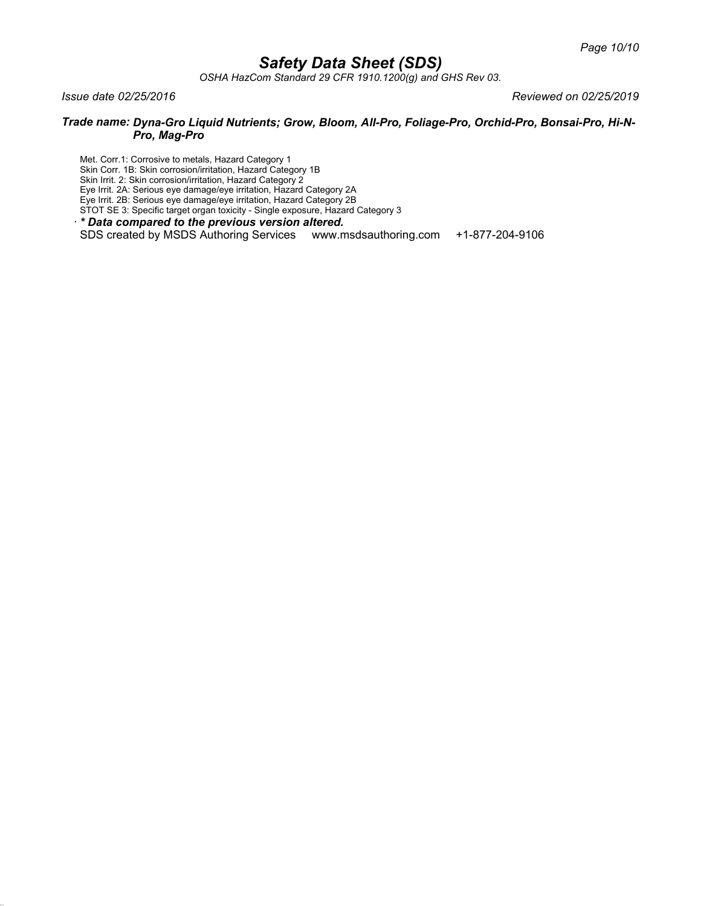Met. Corr.1: Corrosive to metals, Hazard Category 1
Skin Corr. 1B: Skin corrosion/irritation, Hazard Category 1B
Skin Irrit. 2: Skin corrosion/irritation, Hazard Category 2
Eye Irrit. 2A: Serious eye damage/eye irritation, Hazard Category 2A
Eye Irrit. 2B: Serious eye damage/eye irritation, Hazard Category 2B
STOT SE 3: Specific target organ toxicity - Single exposure, Hazard Category 3

· ***\* Data compared to the previous version altered.***

SDS created by MSDS Authoring Services www.msdsauthoring.com +1-877-204-9106